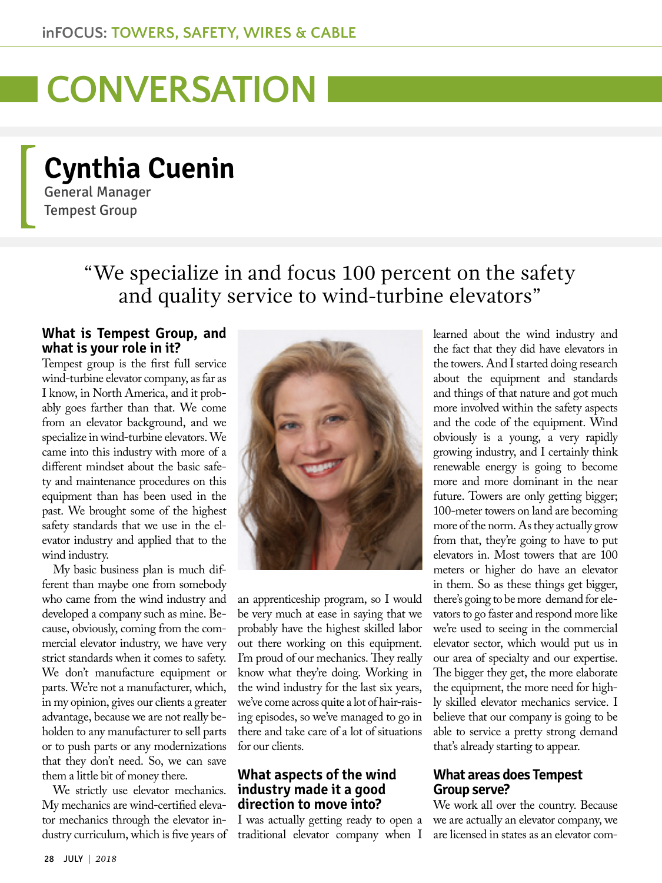# CONVERSATION

## Cynthia Cuenin

General Manager
Tempest Group

> "We specialize in and focus 100 percent on the safety and quality service to wind-turbine elevators"

### What is Tempest Group, and what is your role in it?

Tempest group is the first full service wind-turbine elevator company, as far as I know, in North America, and it probably goes farther than that. We come from an elevator background, and we specialize in wind-turbine elevators. We came into this industry with more of a different mindset about the basic safety and maintenance procedures on this equipment than has been used in the past. We brought some of the highest safety standards that we use in the elevator industry and applied that to the wind industry.

My basic business plan is much different than maybe one from somebody who came from the wind industry and developed a company such as mine. Because, obviously, coming from the commercial elevator industry, we have very strict standards when it comes to safety. We don't manufacture equipment or parts. We're not a manufacturer, which, in my opinion, gives our clients a greater advantage, because we are not really beholden to any manufacturer to sell parts or to push parts or any modernizations that they don't need. So, we can save them a little bit of money there.

We strictly use elevator mechanics. My mechanics are wind-certified elevator mechanics through the elevator industry curriculum, which is five years of an apprenticeship program, so I would be very much at ease in saying that we probably have the highest skilled labor out there working on this equipment. I'm proud of our mechanics. They really know what they're doing. Working in the wind industry for the last six years, we've come across quite a lot of hair-raising episodes, so we've managed to go in there and take care of a lot of situations for our clients.

### What aspects of the wind industry made it a good direction to move into?

I was actually getting ready to open a traditional elevator company when I learned about the wind industry and the fact that they did have elevators in the towers. And I started doing research about the equipment and standards and things of that nature and got much more involved within the safety aspects and the code of the equipment. Wind obviously is a young, a very rapidly growing industry, and I certainly think renewable energy is going to become more and more dominant in the near future. Towers are only getting bigger; 100-meter towers on land are becoming more of the norm. As they actually grow from that, they're going to have to put elevators in. Most towers that are 100 meters or higher do have an elevator in them. So as these things get bigger, there's going to be more demand for elevators to go faster and respond more like we're used to seeing in the commercial elevator sector, which would put us in our area of specialty and our expertise. The bigger they get, the more elaborate the equipment, the more need for highly skilled elevator mechanics service. I believe that our company is going to be able to service a pretty strong demand that's already starting to appear.

### What areas does Tempest Group serve?

We work all over the country. Because we are actually an elevator company, we are licensed in states as an elevator com-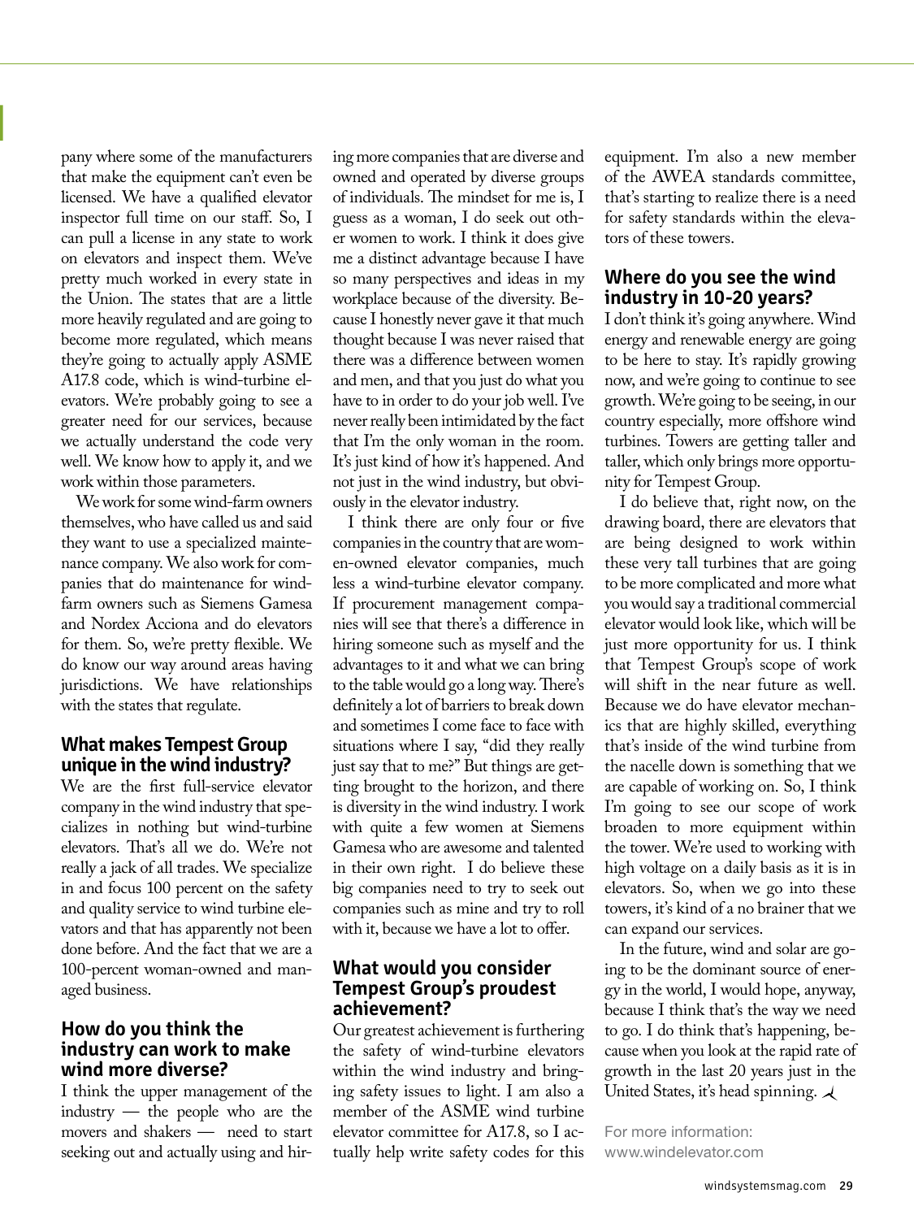pany where some of the manufacturers that make the equipment can't even be licensed. We have a qualified elevator inspector full time on our staff. So, I can pull a license in any state to work on elevators and inspect them. We've pretty much worked in every state in the Union. The states that are a little more heavily regulated and are going to become more regulated, which means they're going to actually apply ASME A17.8 code, which is wind-turbine elevators. We're probably going to see a greater need for our services, because we actually understand the code very well. We know how to apply it, and we work within those parameters.

We work for some wind-farm owners themselves, who have called us and said they want to use a specialized maintenance company. We also work for companies that do maintenance for wind-farm owners such as Siemens Gamesa and Nordex Acciona and do elevators for them. So, we're pretty flexible. We do know our way around areas having jurisdictions. We have relationships with the states that regulate.

## What makes Tempest Group unique in the wind industry?

We are the first full-service elevator company in the wind industry that specializes in nothing but wind-turbine elevators. That's all we do. We're not really a jack of all trades. We specialize in and focus 100 percent on the safety and quality service to wind turbine elevators and that has apparently not been done before. And the fact that we are a 100-percent woman-owned and managed business.

## How do you think the industry can work to make wind more diverse?

I think the upper management of the industry — the people who are the movers and shakers — need to start seeking out and actually using and hiring more companies that are diverse and owned and operated by diverse groups of individuals. The mindset for me is, I guess as a woman, I do seek out other women to work. I think it does give me a distinct advantage because I have so many perspectives and ideas in my workplace because of the diversity. Because I honestly never gave it that much thought because I was never raised that there was a difference between women and men, and that you just do what you have to in order to do your job well. I've never really been intimidated by the fact that I'm the only woman in the room. It's just kind of how it's happened. And not just in the wind industry, but obviously in the elevator industry.

I think there are only four or five companies in the country that are women-owned elevator companies, much less a wind-turbine elevator company. If procurement management companies will see that there's a difference in hiring someone such as myself and the advantages to it and what we can bring to the table would go a long way. There's definitely a lot of barriers to break down and sometimes I come face to face with situations where I say, "did they really just say that to me?" But things are getting brought to the horizon, and there is diversity in the wind industry. I work with quite a few women at Siemens Gamesa who are awesome and talented in their own right. I do believe these big companies need to try to seek out companies such as mine and try to roll with it, because we have a lot to offer.

## What would you consider Tempest Group's proudest achievement?

Our greatest achievement is furthering the safety of wind-turbine elevators within the wind industry and bringing safety issues to light. I am also a member of the ASME wind turbine elevator committee for A17.8, so I actually help write safety codes for this equipment. I'm also a new member of the AWEA standards committee, that's starting to realize there is a need for safety standards within the elevators of these towers.

## Where do you see the wind industry in 10-20 years?

I don't think it's going anywhere. Wind energy and renewable energy are going to be here to stay. It's rapidly growing now, and we're going to continue to see growth. We're going to be seeing, in our country especially, more offshore wind turbines. Towers are getting taller and taller, which only brings more opportunity for Tempest Group.

I do believe that, right now, on the drawing board, there are elevators that are being designed to work within these very tall turbines that are going to be more complicated and more what you would say a traditional commercial elevator would look like, which will be just more opportunity for us. I think that Tempest Group's scope of work will shift in the near future as well. Because we do have elevator mechanics that are highly skilled, everything that's inside of the wind turbine from the nacelle down is something that we are capable of working on. So, I think I'm going to see our scope of work broaden to more equipment within the tower. We're used to working with high voltage on a daily basis as it is in elevators. So, when we go into these towers, it's kind of a no brainer that we can expand our services.

In the future, wind and solar are going to be the dominant source of energy in the world, I would hope, anyway, because I think that's the way we need to go. I do think that's happening, because when you look at the rapid rate of growth in the last 20 years just in the United States, it's head spinning.

For more information: www.windelevator.com